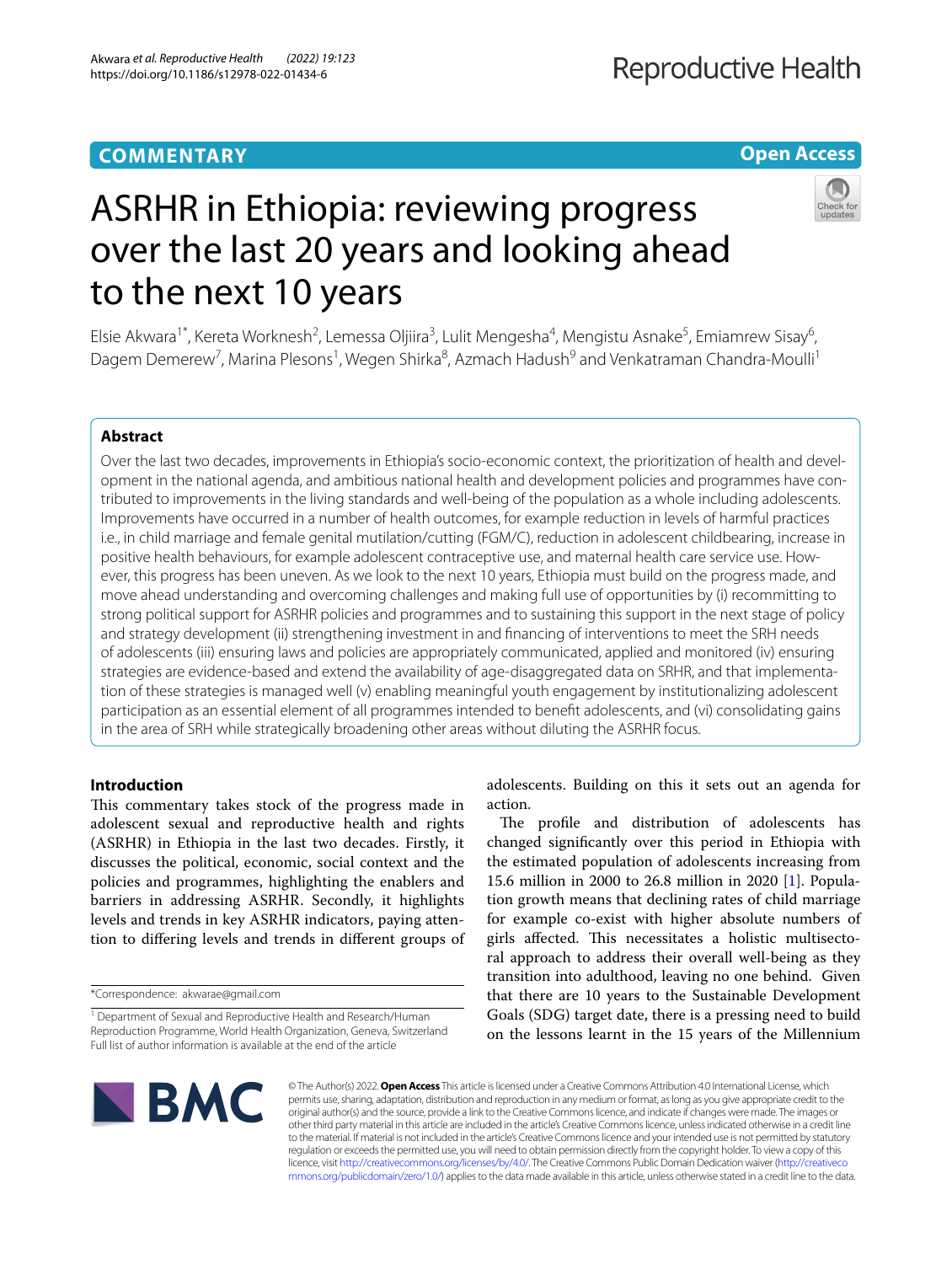**COMMENTARY**

**Open Access**

# ASRHR in Ethiopia: reviewing progress over the last 20 years and looking ahead to the next 10 years

Elsie Akwara[1*], Kereta Worknesh[2], Lemessa Oljiira[3], Lulit Mengesha[4], Mengistu Asnake[5], Emiamrew Sisay[6], Dagem Demerew[7], Marina Plesons[1], Wegen Shirka[8], Azmach Hadush[9] and Venkatraman Chandra-Mouli[1]

## Abstract

Over the last two decades, improvements in Ethiopia's socio-economic context, the prioritization of health and development in the national agenda, and ambitious national health and development policies and programmes have contributed to improvements in the living standards and well-being of the population as a whole including adolescents. Improvements have occurred in a number of health outcomes, for example reduction in levels of harmful practices i.e., in child marriage and female genital mutilation/cutting (FGM/C), reduction in adolescent childbearing, increase in positive health behaviours, for example adolescent contraceptive use, and maternal health care service use. However, this progress has been uneven. As we look to the next 10 years, Ethiopia must build on the progress made, and move ahead understanding and overcoming challenges and making full use of opportunities by (i) recommitting to strong political support for ASRHR policies and programmes and to sustaining this support in the next stage of policy and strategy development (ii) strengthening investment in and financing of interventions to meet the SRH needs of adolescents (iii) ensuring laws and policies are appropriately communicated, applied and monitored (iv) ensuring strategies are evidence-based and extend the availability of age-disaggregated data on SRHR, and that implementation of these strategies is managed well (v) enabling meaningful youth engagement by institutionalizing adolescent participation as an essential element of all programmes intended to benefit adolescents, and (vi) consolidating gains in the area of SRH while strategically broadening other areas without diluting the ASRHR focus.

## Introduction

This commentary takes stock of the progress made in adolescent sexual and reproductive health and rights (ASRHR) in Ethiopia in the last two decades. Firstly, it discusses the political, economic, social context and the policies and programmes, highlighting the enablers and barriers in addressing ASRHR. Secondly, it highlights levels and trends in key ASRHR indicators, paying attention to differing levels and trends in different groups of adolescents. Building on this it sets out an agenda for action.

The profile and distribution of adolescents has changed significantly over this period in Ethiopia with the estimated population of adolescents increasing from 15.6 million in 2000 to 26.8 million in 2020 [1]. Population growth means that declining rates of child marriage for example co-exist with higher absolute numbers of girls affected. This necessitates a holistic multisectoral approach to address their overall well-being as they transition into adulthood, leaving no one behind. Given that there are 10 years to the Sustainable Development Goals (SDG) target date, there is a pressing need to build on the lessons learnt in the 15 years of the Millennium

*Correspondence: akwarae@gmail.com

[1] Department of Sexual and Reproductive Health and Research/Human Reproduction Programme, World Health Organization, Geneva, Switzerland
Full list of author information is available at the end of the article

© The Author(s) 2022. **Open Access** This article is licensed under a Creative Commons Attribution 4.0 International License, which permits use, sharing, adaptation, distribution and reproduction in any medium or format, as long as you give appropriate credit to the original author(s) and the source, provide a link to the Creative Commons licence, and indicate if changes were made. The images or other third party material in this article are included in the article's Creative Commons licence, unless indicated otherwise in a credit line to the material. If material is not included in the article's Creative Commons licence and your intended use is not permitted by statutory regulation or exceeds the permitted use, you will need to obtain permission directly from the copyright holder. To view a copy of this licence, visit http://creativecommons.org/licenses/by/4.0/. The Creative Commons Public Domain Dedication waiver (http://creativecommons.org/publicdomain/zero/1.0/) applies to the data made available in this article, unless otherwise stated in a credit line to the data.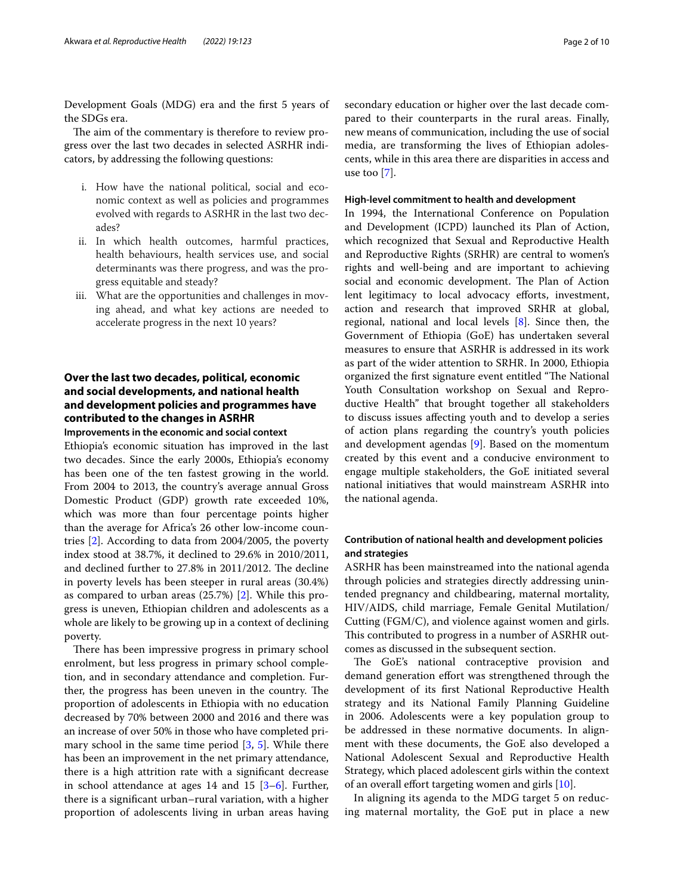Development Goals (MDG) era and the first 5 years of the SDGs era.

The aim of the commentary is therefore to review progress over the last two decades in selected ASRHR indicators, by addressing the following questions:

i. How have the national political, social and economic context as well as policies and programmes evolved with regards to ASRHR in the last two decades?
ii. In which health outcomes, harmful practices, health behaviours, health services use, and social determinants was there progress, and was the progress equitable and steady?
iii. What are the opportunities and challenges in moving ahead, and what key actions are needed to accelerate progress in the next 10 years?

## Over the last two decades, political, economic and social developments, and national health and development policies and programmes have contributed to the changes in ASRHR

### Improvements in the economic and social context

Ethiopia's economic situation has improved in the last two decades. Since the early 2000s, Ethiopia's economy has been one of the ten fastest growing in the world. From 2004 to 2013, the country's average annual Gross Domestic Product (GDP) growth rate exceeded 10%, which was more than four percentage points higher than the average for Africa's 26 other low-income countries [2]. According to data from 2004/2005, the poverty index stood at 38.7%, it declined to 29.6% in 2010/2011, and declined further to 27.8% in 2011/2012. The decline in poverty levels has been steeper in rural areas (30.4%) as compared to urban areas (25.7%) [2]. While this progress is uneven, Ethiopian children and adolescents as a whole are likely to be growing up in a context of declining poverty.

There has been impressive progress in primary school enrolment, but less progress in primary school completion, and in secondary attendance and completion. Further, the progress has been uneven in the country. The proportion of adolescents in Ethiopia with no education decreased by 70% between 2000 and 2016 and there was an increase of over 50% in those who have completed primary school in the same time period [3, 5]. While there has been an improvement in the net primary attendance, there is a high attrition rate with a significant decrease in school attendance at ages 14 and 15 [3–6]. Further, there is a significant urban–rural variation, with a higher proportion of adolescents living in urban areas having secondary education or higher over the last decade compared to their counterparts in the rural areas. Finally, new means of communication, including the use of social media, are transforming the lives of Ethiopian adolescents, while in this area there are disparities in access and use too [7].

### High-level commitment to health and development

In 1994, the International Conference on Population and Development (ICPD) launched its Plan of Action, which recognized that Sexual and Reproductive Health and Reproductive Rights (SRHR) are central to women's rights and well-being and are important to achieving social and economic development. The Plan of Action lent legitimacy to local advocacy efforts, investment, action and research that improved SRHR at global, regional, national and local levels [8]. Since then, the Government of Ethiopia (GoE) has undertaken several measures to ensure that ASRHR is addressed in its work as part of the wider attention to SRHR. In 2000, Ethiopia organized the first signature event entitled "The National Youth Consultation workshop on Sexual and Reproductive Health" that brought together all stakeholders to discuss issues affecting youth and to develop a series of action plans regarding the country's youth policies and development agendas [9]. Based on the momentum created by this event and a conducive environment to engage multiple stakeholders, the GoE initiated several national initiatives that would mainstream ASRHR into the national agenda.

### Contribution of national health and development policies and strategies

ASRHR has been mainstreamed into the national agenda through policies and strategies directly addressing unintended pregnancy and childbearing, maternal mortality, HIV/AIDS, child marriage, Female Genital Mutilation/Cutting (FGM/C), and violence against women and girls. This contributed to progress in a number of ASRHR outcomes as discussed in the subsequent section.

The GoE's national contraceptive provision and demand generation effort was strengthened through the development of its first National Reproductive Health strategy and its National Family Planning Guideline in 2006. Adolescents were a key population group to be addressed in these normative documents. In alignment with these documents, the GoE also developed a National Adolescent Sexual and Reproductive Health Strategy, which placed adolescent girls within the context of an overall effort targeting women and girls [10].

In aligning its agenda to the MDG target 5 on reducing maternal mortality, the GoE put in place a new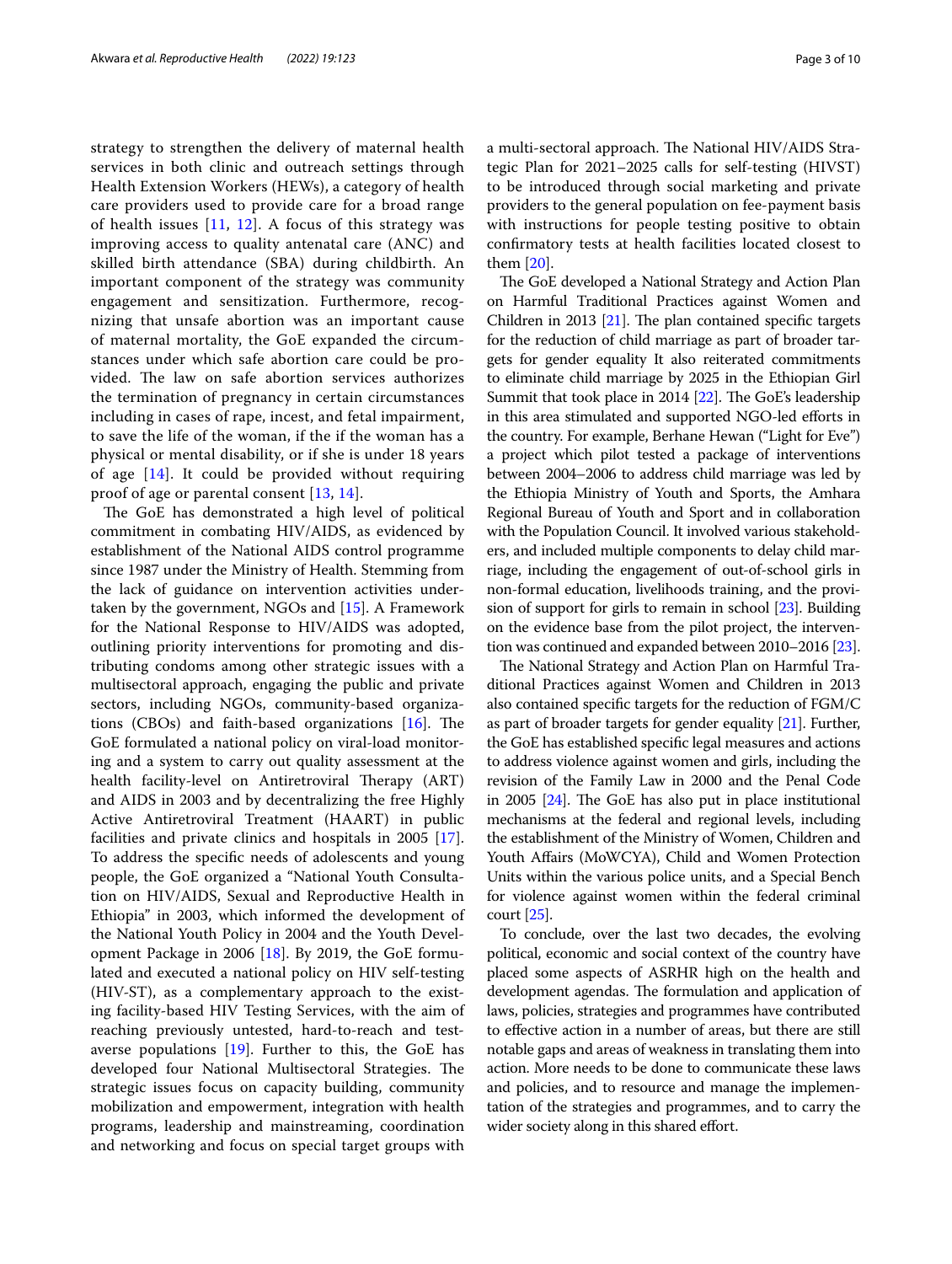strategy to strengthen the delivery of maternal health services in both clinic and outreach settings through Health Extension Workers (HEWs), a category of health care providers used to provide care for a broad range of health issues [11, 12]. A focus of this strategy was improving access to quality antenatal care (ANC) and skilled birth attendance (SBA) during childbirth. An important component of the strategy was community engagement and sensitization. Furthermore, recognizing that unsafe abortion was an important cause of maternal mortality, the GoE expanded the circumstances under which safe abortion care could be provided. The law on safe abortion services authorizes the termination of pregnancy in certain circumstances including in cases of rape, incest, and fetal impairment, to save the life of the woman, if the if the woman has a physical or mental disability, or if she is under 18 years of age [14]. It could be provided without requiring proof of age or parental consent [13, 14].

The GoE has demonstrated a high level of political commitment in combating HIV/AIDS, as evidenced by establishment of the National AIDS control programme since 1987 under the Ministry of Health. Stemming from the lack of guidance on intervention activities undertaken by the government, NGOs and [15]. A Framework for the National Response to HIV/AIDS was adopted, outlining priority interventions for promoting and distributing condoms among other strategic issues with a multisectoral approach, engaging the public and private sectors, including NGOs, community-based organizations (CBOs) and faith-based organizations [16]. The GoE formulated a national policy on viral-load monitoring and a system to carry out quality assessment at the health facility-level on Antiretroviral Therapy (ART) and AIDS in 2003 and by decentralizing the free Highly Active Antiretroviral Treatment (HAART) in public facilities and private clinics and hospitals in 2005 [17]. To address the specific needs of adolescents and young people, the GoE organized a "National Youth Consultation on HIV/AIDS, Sexual and Reproductive Health in Ethiopia" in 2003, which informed the development of the National Youth Policy in 2004 and the Youth Development Package in 2006 [18]. By 2019, the GoE formulated and executed a national policy on HIV self-testing (HIV-ST), as a complementary approach to the existing facility-based HIV Testing Services, with the aim of reaching previously untested, hard-to-reach and test-averse populations [19]. Further to this, the GoE has developed four National Multisectoral Strategies. The strategic issues focus on capacity building, community mobilization and empowerment, integration with health programs, leadership and mainstreaming, coordination and networking and focus on special target groups with a multi-sectoral approach. The National HIV/AIDS Strategic Plan for 2021–2025 calls for self-testing (HIVST) to be introduced through social marketing and private providers to the general population on fee-payment basis with instructions for people testing positive to obtain confirmatory tests at health facilities located closest to them [20].

The GoE developed a National Strategy and Action Plan on Harmful Traditional Practices against Women and Children in 2013 [21]. The plan contained specific targets for the reduction of child marriage as part of broader targets for gender equality It also reiterated commitments to eliminate child marriage by 2025 in the Ethiopian Girl Summit that took place in 2014 [22]. The GoE's leadership in this area stimulated and supported NGO-led efforts in the country. For example, Berhane Hewan ("Light for Eve") a project which pilot tested a package of interventions between 2004–2006 to address child marriage was led by the Ethiopia Ministry of Youth and Sports, the Amhara Regional Bureau of Youth and Sport and in collaboration with the Population Council. It involved various stakeholders, and included multiple components to delay child marriage, including the engagement of out-of-school girls in non-formal education, livelihoods training, and the provision of support for girls to remain in school [23]. Building on the evidence base from the pilot project, the intervention was continued and expanded between 2010–2016 [23].

The National Strategy and Action Plan on Harmful Traditional Practices against Women and Children in 2013 also contained specific targets for the reduction of FGM/C as part of broader targets for gender equality [21]. Further, the GoE has established specific legal measures and actions to address violence against women and girls, including the revision of the Family Law in 2000 and the Penal Code in 2005 [24]. The GoE has also put in place institutional mechanisms at the federal and regional levels, including the establishment of the Ministry of Women, Children and Youth Affairs (MoWCYA), Child and Women Protection Units within the various police units, and a Special Bench for violence against women within the federal criminal court [25].

To conclude, over the last two decades, the evolving political, economic and social context of the country have placed some aspects of ASRHR high on the health and development agendas. The formulation and application of laws, policies, strategies and programmes have contributed to effective action in a number of areas, but there are still notable gaps and areas of weakness in translating them into action. More needs to be done to communicate these laws and policies, and to resource and manage the implementation of the strategies and programmes, and to carry the wider society along in this shared effort.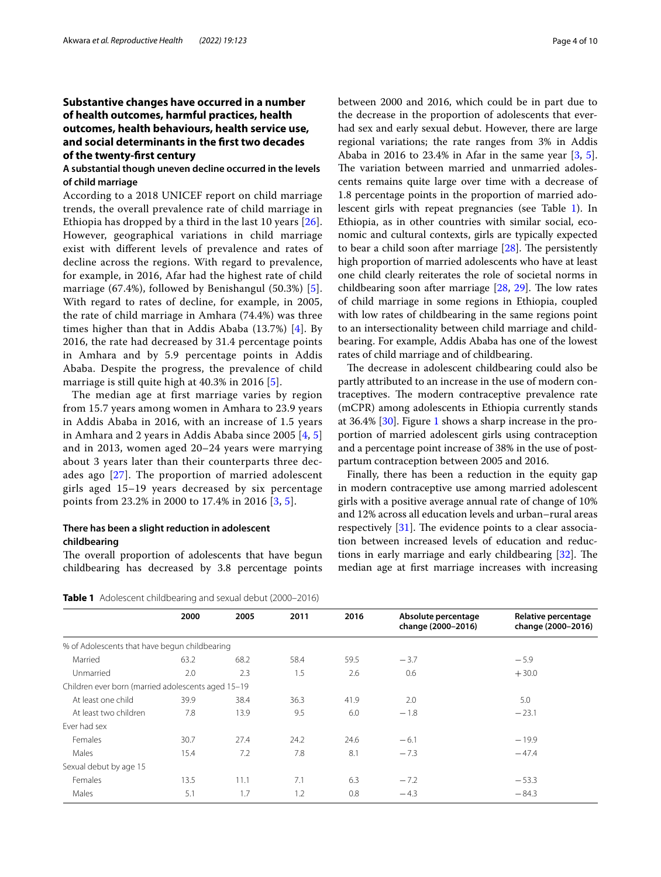## Substantive changes have occurred in a number of health outcomes, harmful practices, health outcomes, health behaviours, health service use, and social determinants in the first two decades of the twenty-first century

### A substantial though uneven decline occurred in the levels of child marriage

According to a 2018 UNICEF report on child marriage trends, the overall prevalence rate of child marriage in Ethiopia has dropped by a third in the last 10 years [26]. However, geographical variations in child marriage exist with different levels of prevalence and rates of decline across the regions. With regard to prevalence, for example, in 2016, Afar had the highest rate of child marriage (67.4%), followed by Benishangul (50.3%) [5]. With regard to rates of decline, for example, in 2005, the rate of child marriage in Amhara (74.4%) was three times higher than that in Addis Ababa (13.7%) [4]. By 2016, the rate had decreased by 31.4 percentage points in Amhara and by 5.9 percentage points in Addis Ababa. Despite the progress, the prevalence of child marriage is still quite high at 40.3% in 2016 [5].

The median age at first marriage varies by region from 15.7 years among women in Amhara to 23.9 years in Addis Ababa in 2016, with an increase of 1.5 years in Amhara and 2 years in Addis Ababa since 2005 [4, 5] and in 2013, women aged 20–24 years were marrying about 3 years later than their counterparts three decades ago [27]. The proportion of married adolescent girls aged 15–19 years decreased by six percentage points from 23.2% in 2000 to 17.4% in 2016 [3, 5].

### There has been a slight reduction in adolescent childbearing

The overall proportion of adolescents that have begun childbearing has decreased by 3.8 percentage points between 2000 and 2016, which could be in part due to the decrease in the proportion of adolescents that ever-had sex and early sexual debut. However, there are large regional variations; the rate ranges from 3% in Addis Ababa in 2016 to 23.4% in Afar in the same year [3, 5]. The variation between married and unmarried adolescents remains quite large over time with a decrease of 1.8 percentage points in the proportion of married adolescent girls with repeat pregnancies (see Table 1). In Ethiopia, as in other countries with similar social, economic and cultural contexts, girls are typically expected to bear a child soon after marriage [28]. The persistently high proportion of married adolescents who have at least one child clearly reiterates the role of societal norms in childbearing soon after marriage [28, 29]. The low rates of child marriage in some regions in Ethiopia, coupled with low rates of childbearing in the same regions point to an intersectionality between child marriage and childbearing. For example, Addis Ababa has one of the lowest rates of child marriage and of childbearing.

The decrease in adolescent childbearing could also be partly attributed to an increase in the use of modern contraceptives. The modern contraceptive prevalence rate (mCPR) among adolescents in Ethiopia currently stands at 36.4% [30]. Figure 1 shows a sharp increase in the proportion of married adolescent girls using contraception and a percentage point increase of 38% in the use of postpartum contraception between 2005 and 2016.

Finally, there has been a reduction in the equity gap in modern contraceptive use among married adolescent girls with a positive average annual rate of change of 10% and 12% across all education levels and urban–rural areas respectively [31]. The evidence points to a clear association between increased levels of education and reductions in early marriage and early childbearing [32]. The median age at first marriage increases with increasing

**Table 1** Adolescent childbearing and sexual debut (2000–2016)

| | 2000 | 2005 | 2011 | 2016 | Absolute percentage change (2000–2016) | Relative percentage change (2000–2016) |
|---|---|---|---|---|---|---|
| % of Adolescents that have begun childbearing | | | | | | |
| Married | 63.2 | 68.2 | 58.4 | 59.5 | −3.7 | −5.9 |
| Unmarried | 2.0 | 2.3 | 1.5 | 2.6 | 0.6 | +30.0 |
| Children ever born (married adolescents aged 15–19 | | | | | | |
| At least one child | 39.9 | 38.4 | 36.3 | 41.9 | 2.0 | 5.0 |
| At least two children | 7.8 | 13.9 | 9.5 | 6.0 | −1.8 | −23.1 |
| Ever had sex | | | | | | |
| Females | 30.7 | 27.4 | 24.2 | 24.6 | −6.1 | −19.9 |
| Males | 15.4 | 7.2 | 7.8 | 8.1 | −7.3 | −47.4 |
| Sexual debut by age 15 | | | | | | |
| Females | 13.5 | 11.1 | 7.1 | 6.3 | −7.2 | −53.3 |
| Males | 5.1 | 1.7 | 1.2 | 0.8 | −4.3 | −84.3 |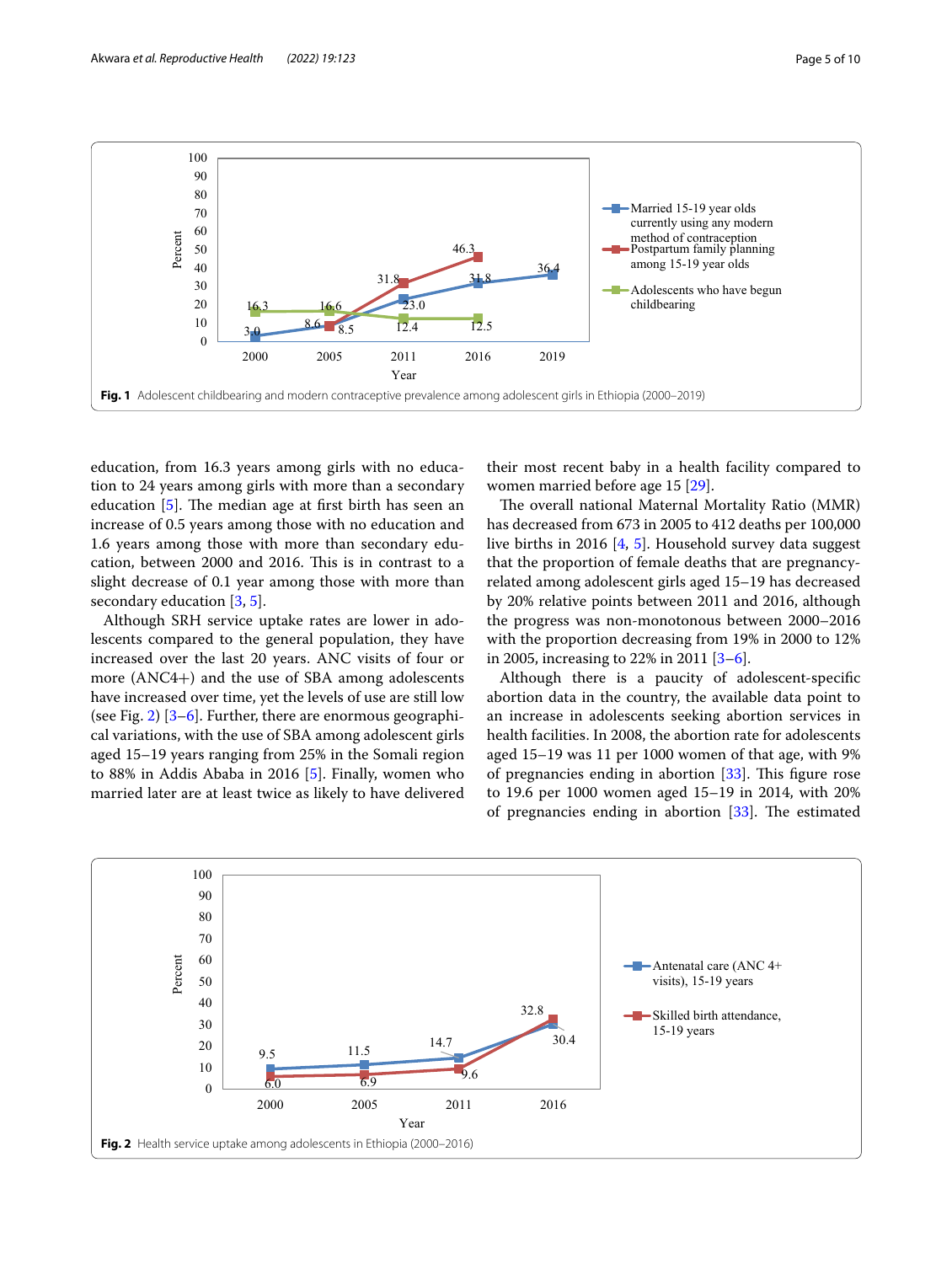100
90
80
70
60
50
40
30
20
10
0

Percent

2000 2005 2011 2016 2019

Year

3.0 8.6 23.0 31.8 36.4

8.5 31.8 46.3

16.3 16.6 12.4 12.5

Married 15-19 year olds currently using any modern method of contraception

Postpartum family planning among 15-19 year olds

Adolescents who have begun childbearing

**Fig. 1** Adolescent childbearing and modern contraceptive prevalence among adolescent girls in Ethiopia (2000–2019)

education, from 16.3 years among girls with no education to 24 years among girls with more than a secondary education [5]. The median age at first birth has seen an increase of 0.5 years among those with no education and 1.6 years among those with more than secondary education, between 2000 and 2016. This is in contrast to a slight decrease of 0.1 year among those with more than secondary education [3, 5].

Although SRH service uptake rates are lower in adolescents compared to the general population, they have increased over the last 20 years. ANC visits of four or more (ANC4+) and the use of SBA among adolescents have increased over time, yet the levels of use are still low (see Fig. 2) [3–6]. Further, there are enormous geographical variations, with the use of SBA among adolescent girls aged 15–19 years ranging from 25% in the Somali region to 88% in Addis Ababa in 2016 [5]. Finally, women who married later are at least twice as likely to have delivered their most recent baby in a health facility compared to women married before age 15 [29].

The overall national Maternal Mortality Ratio (MMR) has decreased from 673 in 2005 to 412 deaths per 100,000 live births in 2016 [4, 5]. Household survey data suggest that the proportion of female deaths that are pregnancy-related among adolescent girls aged 15–19 has decreased by 20% relative points between 2011 and 2016, although the progress was non-monotonous between 2000–2016 with the proportion decreasing from 19% in 2000 to 12% in 2005, increasing to 22% in 2011 [3–6].

Although there is a paucity of adolescent-specific abortion data in the country, the available data point to an increase in adolescents seeking abortion services in health facilities. In 2008, the abortion rate for adolescents aged 15–19 was 11 per 1000 women of that age, with 9% of pregnancies ending in abortion [33]. This figure rose to 19.6 per 1000 women aged 15–19 in 2014, with 20% of pregnancies ending in abortion [33]. The estimated

100
90
80
70
60
50
40
30
20
10
0

Percent

2000 2005 2011 2016

Year

9.5 11.5 14.7 30.4

6.0 6.9 9.6 32.8

Antenatal care (ANC 4+ visits), 15-19 years

Skilled birth attendance, 15-19 years

**Fig. 2** Health service uptake among adolescents in Ethiopia (2000–2016)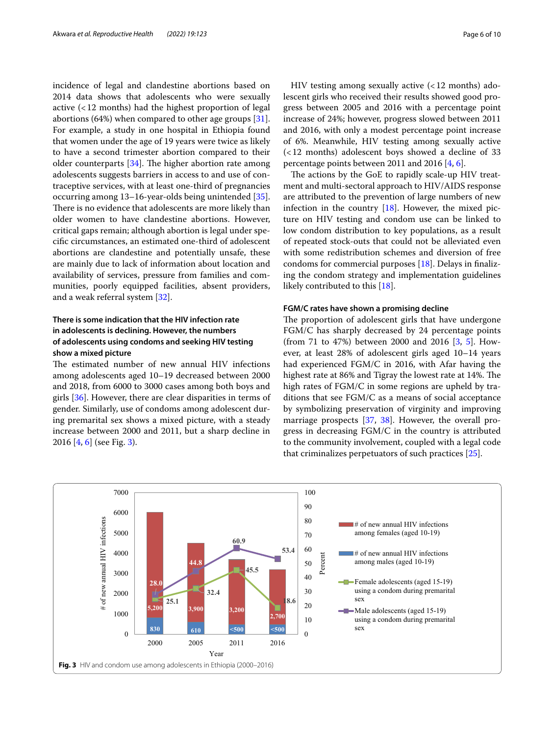incidence of legal and clandestine abortions based on 2014 data shows that adolescents who were sexually active (< 12 months) had the highest proportion of legal abortions (64%) when compared to other age groups [31]. For example, a study in one hospital in Ethiopia found that women under the age of 19 years were twice as likely to have a second trimester abortion compared to their older counterparts [34]. The higher abortion rate among adolescents suggests barriers in access to and use of contraceptive services, with at least one-third of pregnancies occurring among 13–16-year-olds being unintended [35]. There is no evidence that adolescents are more likely than older women to have clandestine abortions. However, critical gaps remain; although abortion is legal under specific circumstances, an estimated one-third of adolescent abortions are clandestine and potentially unsafe, these are mainly due to lack of information about location and availability of services, pressure from families and communities, poorly equipped facilities, absent providers, and a weak referral system [32].

### There is some indication that the HIV infection rate in adolescents is declining. However, the numbers of adolescents using condoms and seeking HIV testing show a mixed picture

The estimated number of new annual HIV infections among adolescents aged 10–19 decreased between 2000 and 2018, from 6000 to 3000 cases among both boys and girls [36]. However, there are clear disparities in terms of gender. Similarly, use of condoms among adolescent during premarital sex shows a mixed picture, with a steady increase between 2000 and 2011, but a sharp decline in 2016 [4, 6] (see Fig. 3).

HIV testing among sexually active (< 12 months) adolescent girls who received their results showed good progress between 2005 and 2016 with a percentage point increase of 24%; however, progress slowed between 2011 and 2016, with only a modest percentage point increase of 6%. Meanwhile, HIV testing among sexually active (< 12 months) adolescent boys showed a decline of 33 percentage points between 2011 and 2016 [4, 6].

The actions by the GoE to rapidly scale-up HIV treatment and multi-sectoral approach to HIV/AIDS response are attributed to the prevention of large numbers of new infection in the country [18]. However, the mixed picture on HIV testing and condom use can be linked to low condom distribution to key populations, as a result of repeated stock-outs that could not be alleviated even with some redistribution schemes and diversion of free condoms for commercial purposes [18]. Delays in finalizing the condom strategy and implementation guidelines likely contributed to this [18].

### FGM/C rates have shown a promising decline

The proportion of adolescent girls that have undergone FGM/C has sharply decreased by 24 percentage points (from 71 to 47%) between 2000 and 2016 [3, 5]. However, at least 28% of adolescent girls aged 10–14 years had experienced FGM/C in 2016, with Afar having the highest rate at 86% and Tigray the lowest rate at 14%. The high rates of FGM/C in some regions are upheld by traditions that see FGM/C as a means of social acceptance by symbolizing preservation of virginity and improving marriage prospects [37, 38]. However, the overall progress in decreasing FGM/C in the country is attributed to the community involvement, coupled with a legal code that criminalizes perpetuators of such practices [25].

# of new annual HIV infections
0
1000
2000
3000
4000
5000
6000
7000

Percent
0
10
20
30
40
50
60
70
80
90
100

Year
2000
2005
2011
2016

5,200
830
3,900
610
3,200
<500
2,700
<500

28.0
25.1
44.8
32.4
60.9
45.5
53.4
18.6

# of new annual HIV infections among females (aged 10-19)
# of new annual HIV infections among males (aged 10-19)
Female adolescents (aged 15-19) using a condom during premarital sex
Male adolescents (aged 15-19) using a condom during premarital sex

**Fig. 3** HIV and condom use among adolescents in Ethiopia (2000–2016)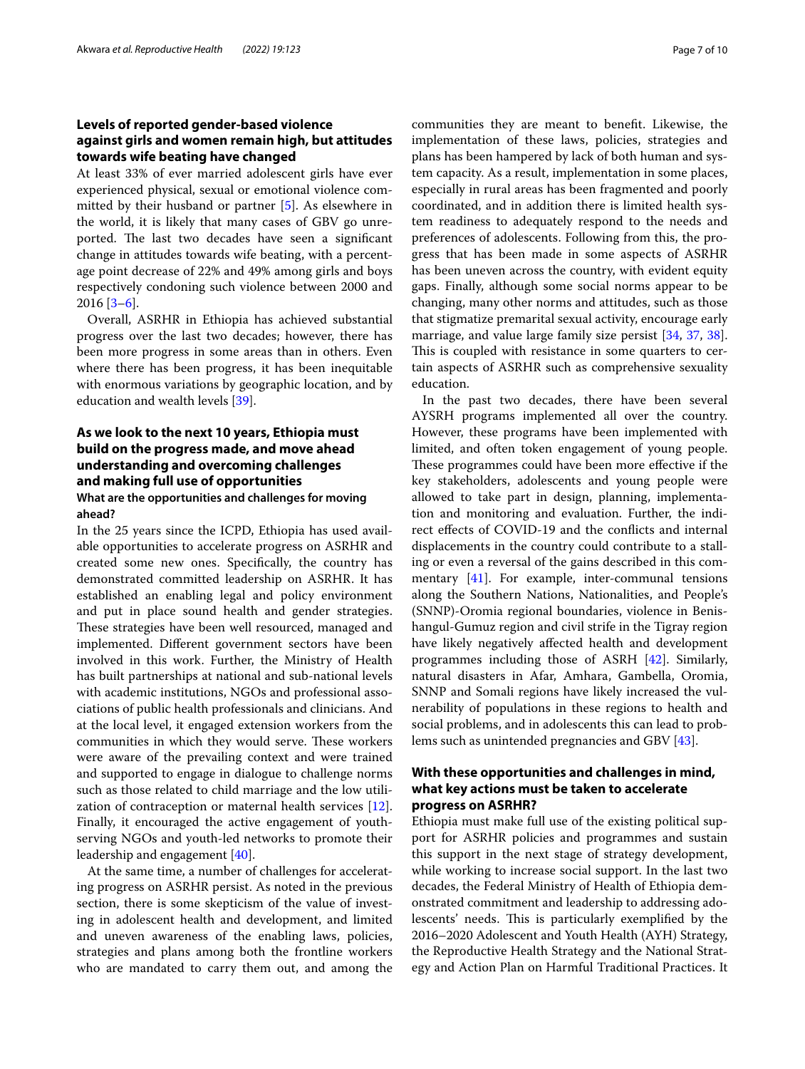## Levels of reported gender-based violence against girls and women remain high, but attitudes towards wife beating have changed

At least 33% of ever married adolescent girls have ever experienced physical, sexual or emotional violence committed by their husband or partner [5]. As elsewhere in the world, it is likely that many cases of GBV go unreported. The last two decades have seen a significant change in attitudes towards wife beating, with a percentage point decrease of 22% and 49% among girls and boys respectively condoning such violence between 2000 and 2016 [3–6].

Overall, ASRHR in Ethiopia has achieved substantial progress over the last two decades; however, there has been more progress in some areas than in others. Even where there has been progress, it has been inequitable with enormous variations by geographic location, and by education and wealth levels [39].

## As we look to the next 10 years, Ethiopia must build on the progress made, and move ahead understanding and overcoming challenges and making full use of opportunities

### What are the opportunities and challenges for moving ahead?

In the 25 years since the ICPD, Ethiopia has used available opportunities to accelerate progress on ASRHR and created some new ones. Specifically, the country has demonstrated committed leadership on ASRHR. It has established an enabling legal and policy environment and put in place sound health and gender strategies. These strategies have been well resourced, managed and implemented. Different government sectors have been involved in this work. Further, the Ministry of Health has built partnerships at national and sub-national levels with academic institutions, NGOs and professional associations of public health professionals and clinicians. And at the local level, it engaged extension workers from the communities in which they would serve. These workers were aware of the prevailing context and were trained and supported to engage in dialogue to challenge norms such as those related to child marriage and the low utilization of contraception or maternal health services [12]. Finally, it encouraged the active engagement of youth-serving NGOs and youth-led networks to promote their leadership and engagement [40].

At the same time, a number of challenges for accelerating progress on ASRHR persist. As noted in the previous section, there is some skepticism of the value of investing in adolescent health and development, and limited and uneven awareness of the enabling laws, policies, strategies and plans among both the frontline workers who are mandated to carry them out, and among the communities they are meant to benefit. Likewise, the implementation of these laws, policies, strategies and plans has been hampered by lack of both human and system capacity. As a result, implementation in some places, especially in rural areas has been fragmented and poorly coordinated, and in addition there is limited health system readiness to adequately respond to the needs and preferences of adolescents. Following from this, the progress that has been made in some aspects of ASRHR has been uneven across the country, with evident equity gaps. Finally, although some social norms appear to be changing, many other norms and attitudes, such as those that stigmatize premarital sexual activity, encourage early marriage, and value large family size persist [34, 37, 38]. This is coupled with resistance in some quarters to certain aspects of ASRHR such as comprehensive sexuality education.

In the past two decades, there have been several AYSRH programs implemented all over the country. However, these programs have been implemented with limited, and often token engagement of young people. These programmes could have been more effective if the key stakeholders, adolescents and young people were allowed to take part in design, planning, implementation and monitoring and evaluation. Further, the indirect effects of COVID-19 and the conflicts and internal displacements in the country could contribute to a stalling or even a reversal of the gains described in this commentary [41]. For example, inter-communal tensions along the Southern Nations, Nationalities, and People's (SNNP)-Oromia regional boundaries, violence in Benishangul-Gumuz region and civil strife in the Tigray region have likely negatively affected health and development programmes including those of ASRH [42]. Similarly, natural disasters in Afar, Amhara, Gambella, Oromia, SNNP and Somali regions have likely increased the vulnerability of populations in these regions to health and social problems, and in adolescents this can lead to problems such as unintended pregnancies and GBV [43].

## With these opportunities and challenges in mind, what key actions must be taken to accelerate progress on ASRHR?

Ethiopia must make full use of the existing political support for ASRHR policies and programmes and sustain this support in the next stage of strategy development, while working to increase social support. In the last two decades, the Federal Ministry of Health of Ethiopia demonstrated commitment and leadership to addressing adolescents' needs. This is particularly exemplified by the 2016–2020 Adolescent and Youth Health (AYH) Strategy, the Reproductive Health Strategy and the National Strategy and Action Plan on Harmful Traditional Practices. It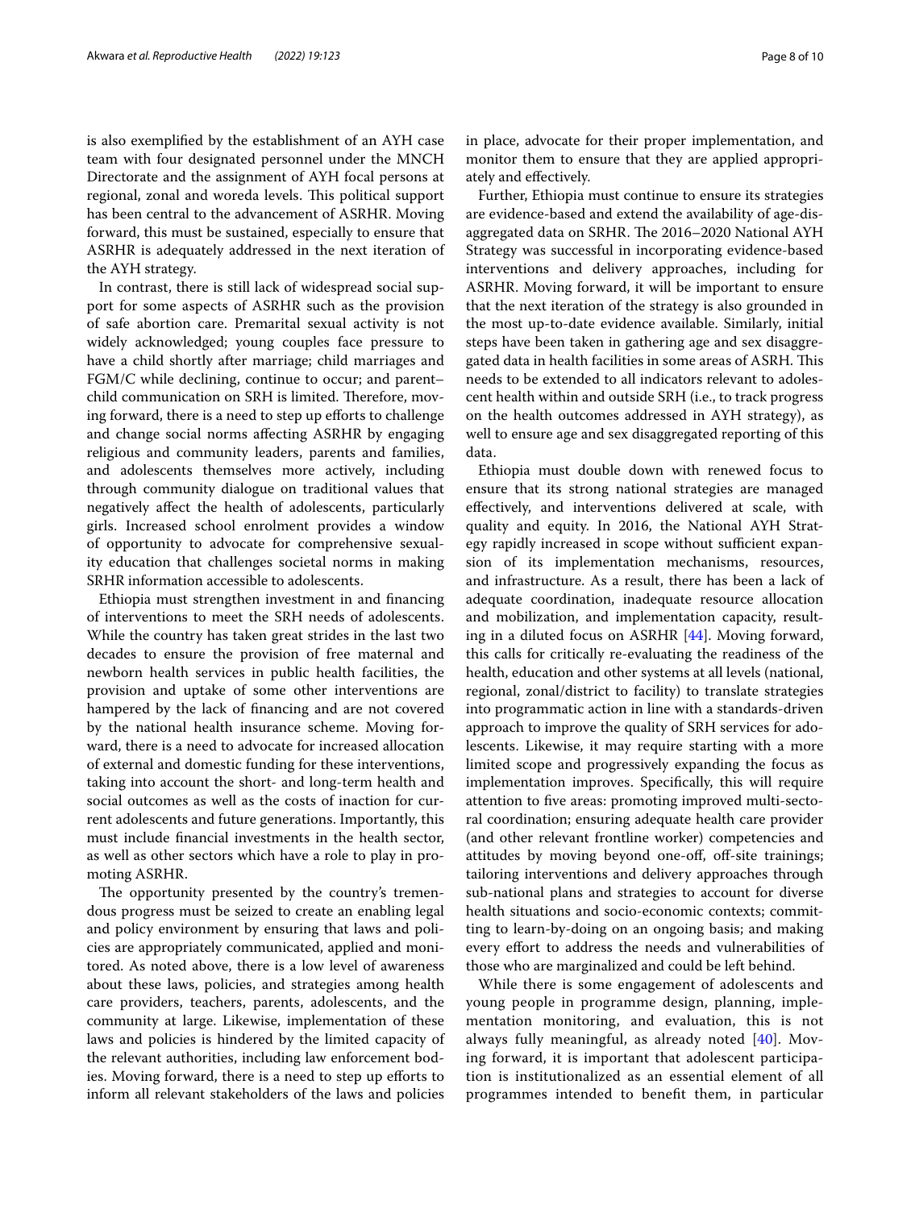is also exemplified by the establishment of an AYH case team with four designated personnel under the MNCH Directorate and the assignment of AYH focal persons at regional, zonal and woreda levels. This political support has been central to the advancement of ASRHR. Moving forward, this must be sustained, especially to ensure that ASRHR is adequately addressed in the next iteration of the AYH strategy.

In contrast, there is still lack of widespread social support for some aspects of ASRHR such as the provision of safe abortion care. Premarital sexual activity is not widely acknowledged; young couples face pressure to have a child shortly after marriage; child marriages and FGM/C while declining, continue to occur; and parent–child communication on SRH is limited. Therefore, moving forward, there is a need to step up efforts to challenge and change social norms affecting ASRHR by engaging religious and community leaders, parents and families, and adolescents themselves more actively, including through community dialogue on traditional values that negatively affect the health of adolescents, particularly girls. Increased school enrolment provides a window of opportunity to advocate for comprehensive sexuality education that challenges societal norms in making SRHR information accessible to adolescents.

Ethiopia must strengthen investment in and financing of interventions to meet the SRH needs of adolescents. While the country has taken great strides in the last two decades to ensure the provision of free maternal and newborn health services in public health facilities, the provision and uptake of some other interventions are hampered by the lack of financing and are not covered by the national health insurance scheme. Moving forward, there is a need to advocate for increased allocation of external and domestic funding for these interventions, taking into account the short- and long-term health and social outcomes as well as the costs of inaction for current adolescents and future generations. Importantly, this must include financial investments in the health sector, as well as other sectors which have a role to play in promoting ASRHR.

The opportunity presented by the country's tremendous progress must be seized to create an enabling legal and policy environment by ensuring that laws and policies are appropriately communicated, applied and monitored. As noted above, there is a low level of awareness about these laws, policies, and strategies among health care providers, teachers, parents, adolescents, and the community at large. Likewise, implementation of these laws and policies is hindered by the limited capacity of the relevant authorities, including law enforcement bodies. Moving forward, there is a need to step up efforts to inform all relevant stakeholders of the laws and policies in place, advocate for their proper implementation, and monitor them to ensure that they are applied appropriately and effectively.

Further, Ethiopia must continue to ensure its strategies are evidence-based and extend the availability of age-disaggregated data on SRHR. The 2016–2020 National AYH Strategy was successful in incorporating evidence-based interventions and delivery approaches, including for ASRHR. Moving forward, it will be important to ensure that the next iteration of the strategy is also grounded in the most up-to-date evidence available. Similarly, initial steps have been taken in gathering age and sex disaggregated data in health facilities in some areas of ASRH. This needs to be extended to all indicators relevant to adolescent health within and outside SRH (i.e., to track progress on the health outcomes addressed in AYH strategy), as well to ensure age and sex disaggregated reporting of this data.

Ethiopia must double down with renewed focus to ensure that its strong national strategies are managed effectively, and interventions delivered at scale, with quality and equity. In 2016, the National AYH Strategy rapidly increased in scope without sufficient expansion of its implementation mechanisms, resources, and infrastructure. As a result, there has been a lack of adequate coordination, inadequate resource allocation and mobilization, and implementation capacity, resulting in a diluted focus on ASRHR [44]. Moving forward, this calls for critically re-evaluating the readiness of the health, education and other systems at all levels (national, regional, zonal/district to facility) to translate strategies into programmatic action in line with a standards-driven approach to improve the quality of SRH services for adolescents. Likewise, it may require starting with a more limited scope and progressively expanding the focus as implementation improves. Specifically, this will require attention to five areas: promoting improved multi-sectoral coordination; ensuring adequate health care provider (and other relevant frontline worker) competencies and attitudes by moving beyond one-off, off-site trainings; tailoring interventions and delivery approaches through sub-national plans and strategies to account for diverse health situations and socio-economic contexts; committing to learn-by-doing on an ongoing basis; and making every effort to address the needs and vulnerabilities of those who are marginalized and could be left behind.

While there is some engagement of adolescents and young people in programme design, planning, implementation monitoring, and evaluation, this is not always fully meaningful, as already noted [40]. Moving forward, it is important that adolescent participation is institutionalized as an essential element of all programmes intended to benefit them, in particular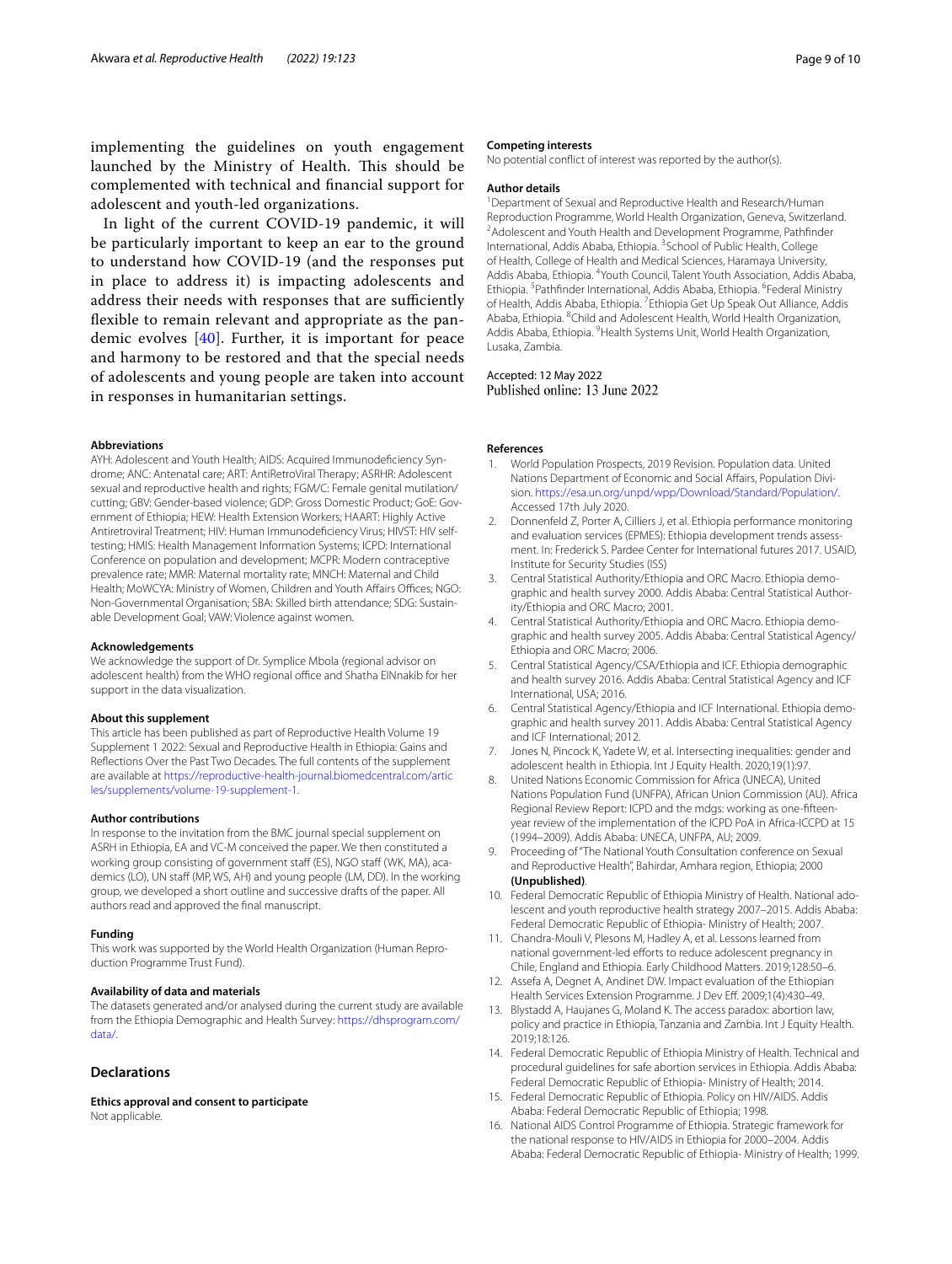implementing the guidelines on youth engagement launched by the Ministry of Health. This should be complemented with technical and financial support for adolescent and youth-led organizations.

In light of the current COVID-19 pandemic, it will be particularly important to keep an ear to the ground to understand how COVID-19 (and the responses put in place to address it) is impacting adolescents and address their needs with responses that are sufficiently flexible to remain relevant and appropriate as the pandemic evolves [40]. Further, it is important for peace and harmony to be restored and that the special needs of adolescents and young people are taken into account in responses in humanitarian settings.

#### Abbreviations

AYH: Adolescent and Youth Health; AIDS: Acquired Immunodeficiency Syndrome; ANC: Antenatal care; ART: AntiRetroViral Therapy; ASRHR: Adolescent sexual and reproductive health and rights; FGM/C: Female genital mutilation/cutting; GBV: Gender-based violence; GDP: Gross Domestic Product; GoE: Government of Ethiopia; HEW: Health Extension Workers; HAART: Highly Active Antiretroviral Treatment; HIV: Human Immunodeficiency Virus; HIVST: HIV self-testing; HMIS: Health Management Information Systems; ICPD: International Conference on population and development; MCPR: Modern contraceptive prevalence rate; MMR: Maternal mortality rate; MNCH: Maternal and Child Health; MoWCYA: Ministry of Women, Children and Youth Affairs Offices; NGO: Non-Governmental Organisation; SBA: Skilled birth attendance; SDG: Sustainable Development Goal; VAW: Violence against women.

#### Acknowledgements

We acknowledge the support of Dr. Symplice Mbola (regional advisor on adolescent health) from the WHO regional office and Shatha ElNnakib for her support in the data visualization.

#### About this supplement

This article has been published as part of Reproductive Health Volume 19 Supplement 1 2022: Sexual and Reproductive Health in Ethiopia: Gains and Reflections Over the Past Two Decades. The full contents of the supplement are available at https://reproductive-health-journal.biomedcentral.com/articles/supplements/volume-19-supplement-1.

#### Author contributions

In response to the invitation from the BMC journal special supplement on ASRH in Ethiopia, EA and VC-M conceived the paper. We then constituted a working group consisting of government staff (ES), NGO staff (WK, MA), academics (LO), UN staff (MP, WS, AH) and young people (LM, DD). In the working group, we developed a short outline and successive drafts of the paper. All authors read and approved the final manuscript.

#### Funding

This work was supported by the World Health Organization (Human Reproduction Programme Trust Fund).

#### Availability of data and materials

The datasets generated and/or analysed during the current study are available from the Ethiopia Demographic and Health Survey: https://dhsprogram.com/data/.

## Declarations

#### Ethics approval and consent to participate

Not applicable.

#### Competing interests

No potential conflict of interest was reported by the author(s).

#### Author details

[1] Department of Sexual and Reproductive Health and Research/Human Reproduction Programme, World Health Organization, Geneva, Switzerland. [2] Adolescent and Youth Health and Development Programme, Pathfinder International, Addis Ababa, Ethiopia. [3] School of Public Health, College of Health, College of Health and Medical Sciences, Haramaya University, Addis Ababa, Ethiopia. [4] Youth Council, Talent Youth Association, Addis Ababa, Ethiopia. [5] Pathfinder International, Addis Ababa, Ethiopia. [6] Federal Ministry of Health, Addis Ababa, Ethiopia. [7] Ethiopia Get Up Speak Out Alliance, Addis Ababa, Ethiopia. [8] Child and Adolescent Health, World Health Organization, Addis Ababa, Ethiopia. [9] Health Systems Unit, World Health Organization, Lusaka, Zambia.

Accepted: 12 May 2022
Published online: 13 June 2022

#### References

1. World Population Prospects, 2019 Revision. Population data. United Nations Department of Economic and Social Affairs, Population Division. https://esa.un.org/unpd/wpp/Download/Standard/Population/. Accessed 17th July 2020.
2. Donnenfeld Z, Porter A, Cilliers J, et al. Ethiopia performance monitoring and evaluation services (EPMES): Ethiopia development trends assessment. In: Frederick S. Pardee Center for International futures 2017. USAID, Institute for Security Studies (ISS)
3. Central Statistical Authority/Ethiopia and ORC Macro. Ethiopia demographic and health survey 2000. Addis Ababa: Central Statistical Authority/Ethiopia and ORC Macro; 2001.
4. Central Statistical Authority/Ethiopia and ORC Macro. Ethiopia demographic and health survey 2005. Addis Ababa: Central Statistical Agency/Ethiopia and ORC Macro; 2006.
5. Central Statistical Agency/CSA/Ethiopia and ICF. Ethiopia demographic and health survey 2016. Addis Ababa: Central Statistical Agency and ICF International, USA; 2016.
6. Central Statistical Agency/Ethiopia and ICF International. Ethiopia demographic and health survey 2011. Addis Ababa: Central Statistical Agency and ICF International; 2012.
7. Jones N, Pincock K, Yadete W, et al. Intersecting inequalities: gender and adolescent health in Ethiopia. Int J Equity Health. 2020;19(1):97.
8. United Nations Economic Commission for Africa (UNECA), United Nations Population Fund (UNFPA), African Union Commission (AU). Africa Regional Review Report: ICPD and the mdgs: working as one-fifteen-year review of the implementation of the ICPD PoA in Africa-ICCPD at 15 (1994–2009). Addis Ababa: UNECA, UNFPA, AU; 2009.
9. Proceeding of "The National Youth Consultation conference on Sexual and Reproductive Health", Bahirdar, Amhara region, Ethiopia; 2000 **(Unpublished)**.
10. Federal Democratic Republic of Ethiopia Ministry of Health. National adolescent and youth reproductive health strategy 2007–2015. Addis Ababa: Federal Democratic Republic of Ethiopia- Ministry of Health; 2007.
11. Chandra-Mouli V, Plesons M, Hadley A, et al. Lessons learned from national government-led efforts to reduce adolescent pregnancy in Chile, England and Ethiopia. Early Childhood Matters. 2019;128:50–6.
12. Assefa A, Degnet A, Andinet DW. Impact evaluation of the Ethiopian Health Services Extension Programme. J Dev Eff. 2009;1(4):430–49.
13. Blystadd A, Haujanes G, Moland K. The access paradox: abortion law, policy and practice in Ethiopia, Tanzania and Zambia. Int J Equity Health. 2019;18:126.
14. Federal Democratic Republic of Ethiopia Ministry of Health. Technical and procedural guidelines for safe abortion services in Ethiopia. Addis Ababa: Federal Democratic Republic of Ethiopia- Ministry of Health; 2014.
15. Federal Democratic Republic of Ethiopia. Policy on HIV/AIDS. Addis Ababa: Federal Democratic Republic of Ethiopia; 1998.
16. National AIDS Control Programme of Ethiopia. Strategic framework for the national response to HIV/AIDS in Ethiopia for 2000–2004. Addis Ababa: Federal Democratic Republic of Ethiopia- Ministry of Health; 1999.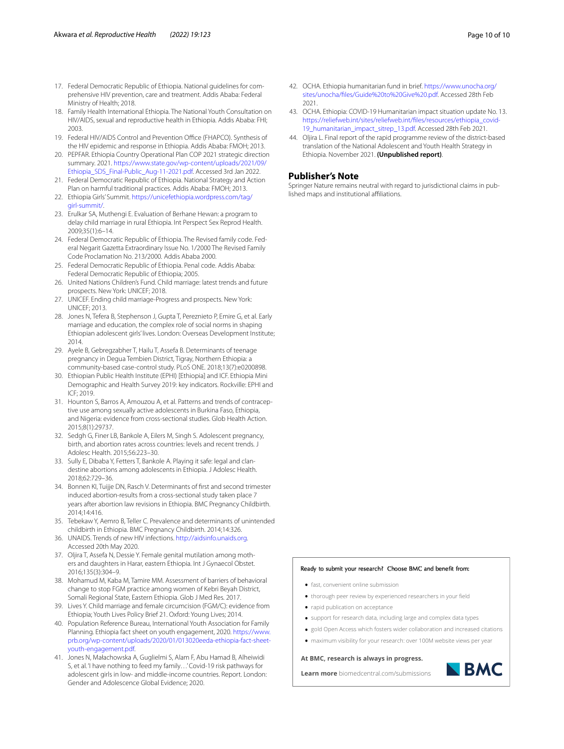17. Federal Democratic Republic of Ethiopia. National guidelines for comprehensive HIV prevention, care and treatment. Addis Ababa: Federal Ministry of Health; 2018.
18. Family Health International Ethiopia. The National Youth Consultation on HIV/AIDS, sexual and reproductive health in Ethiopia. Addis Ababa: FHI; 2003.
19. Federal HIV/AIDS Control and Prevention Office (FHAPCO). Synthesis of the HIV epidemic and response in Ethiopia. Addis Ababa: FMOH; 2013.
20. PEPFAR. Ethiopia Country Operational Plan COP 2021 strategic direction summary. 2021. https://www.state.gov/wp-content/uploads/2021/09/Ethiopia_SDS_Final-Public_Aug-11-2021.pdf. Accessed 3rd Jan 2022.
21. Federal Democratic Republic of Ethiopia. National Strategy and Action Plan on harmful traditional practices. Addis Ababa: FMOH; 2013.
22. Ethiopia Girls' Summit. https://unicefethiopia.wordpress.com/tag/girl-summit/.
23. Erulkar SA, Muthengi E. Evaluation of Berhane Hewan: a program to delay child marriage in rural Ethiopia. Int Perspect Sex Reprod Health. 2009;35(1):6–14.
24. Federal Democratic Republic of Ethiopia. The Revised family code. Federal Negarit Gazetta Extraordinary Issue No. 1/2000 The Revised Family Code Proclamation No. 213/2000. Addis Ababa 2000.
25. Federal Democratic Republic of Ethiopia. Penal code. Addis Ababa: Federal Democratic Republic of Ethiopia; 2005.
26. United Nations Children's Fund. Child marriage: latest trends and future prospects. New York: UNICEF; 2018.
27. UNICEF. Ending child marriage-Progress and prospects. New York: UNICEF; 2013.
28. Jones N, Tefera B, Stephenson J, Gupta T, Pereznieto P, Emire G, et al. Early marriage and education, the complex role of social norms in shaping Ethiopian adolescent girls' lives. London: Overseas Development Institute; 2014.
29. Ayele B, Gebregzabher T, Hailu T, Assefa B. Determinants of teenage pregnancy in Degua Tembien District, Tigray, Northern Ethiopia: a community-based case-control study. PLoS ONE. 2018;13(7):e0200898.
30. Ethiopian Public Health Institute (EPHI) [Ethiopia] and ICF. Ethiopia Mini Demographic and Health Survey 2019: key indicators. Rockville: EPHI and ICF; 2019.
31. Hounton S, Barros A, Amouzou A, et al. Patterns and trends of contraceptive use among sexually active adolescents in Burkina Faso, Ethiopia, and Nigeria: evidence from cross-sectional studies. Glob Health Action. 2015;8(1):29737.
32. Sedgh G, Finer LB, Bankole A, Eilers M, Singh S. Adolescent pregnancy, birth, and abortion rates across countries: levels and recent trends. J Adolesc Health. 2015;56:223–30.
33. Sully E, Dibaba Y, Fetters T, Bankole A. Playing it safe: legal and clandestine abortions among adolescents in Ethiopia. J Adolesc Health. 2018;62:729–36.
34. Bonnen KI, Tuijje DN, Rasch V. Determinants of first and second trimester induced abortion-results from a cross-sectional study taken place 7 years after abortion law revisions in Ethiopia. BMC Pregnancy Childbirth. 2014;14:416.
35. Tebekaw Y, Aemro B, Teller C. Prevalence and determinants of unintended childbirth in Ethiopia. BMC Pregnancy Childbirth. 2014;14:326.
36. UNAIDS. Trends of new HIV infections. http://aidsinfo.unaids.org. Accessed 20th May 2020.
37. Oljira T, Assefa N, Dessie Y. Female genital mutilation among mothers and daughters in Harar, eastern Ethiopia. Int J Gynaecol Obstet. 2016;135(3):304–9.
38. Mohamud M, Kaba M, Tamire MM. Assessment of barriers of behavioral change to stop FGM practice among women of Kebri Beyah District, Somali Regional State, Eastern Ethiopia. Glob J Med Res. 2017.
39. Lives Y. Child marriage and female circumcision (FGM/C): evidence from Ethiopia; Youth Lives Policy Brief 21. Oxford: Young Lives; 2014.
40. Population Reference Bureau, International Youth Association for Family Planning. Ethiopia fact sheet on youth engagement, 2020. https://www.prb.org/wp-content/uploads/2020/01/013020eeda-ethiopia-fact-sheet-youth-engagement.pdf.
41. Jones N, Małachowska A, Guglielmi S, Alam F, Abu Hamad B, Alheiwidi S, et al. 'I have nothing to feed my family…' Covid-19 risk pathways for adolescent girls in low- and middle-income countries. Report. London: Gender and Adolescence Global Evidence; 2020.
42. OCHA. Ethiopia humanitarian fund in brief. https://www.unocha.org/sites/unocha/files/Guide%20to%20Give%20.pdf. Accessed 28th Feb 2021.
43. OCHA. Ethiopia: COVID-19 Humanitarian impact situation update No. 13. https://reliefweb.int/sites/reliefweb.int/files/resources/ethiopia_covid-19_humanitarian_impact_sitrep_13.pdf. Accessed 28th Feb 2021.
44. Oljira L. Final report of the rapid programme review of the district-based translation of the National Adolescent and Youth Health Strategy in Ethiopia. November 2021. **(Unpublished report)**.

## Publisher's Note

Springer Nature remains neutral with regard to jurisdictional claims in published maps and institutional affiliations.

Ready to submit your research? Choose BMC and benefit from:

- fast, convenient online submission
- thorough peer review by experienced researchers in your field
- rapid publication on acceptance
- support for research data, including large and complex data types
- gold Open Access which fosters wider collaboration and increased citations
- maximum visibility for your research: over 100M website views per year

**At BMC, research is always in progress.**

**Learn more** biomedcentral.com/submissions

BMC